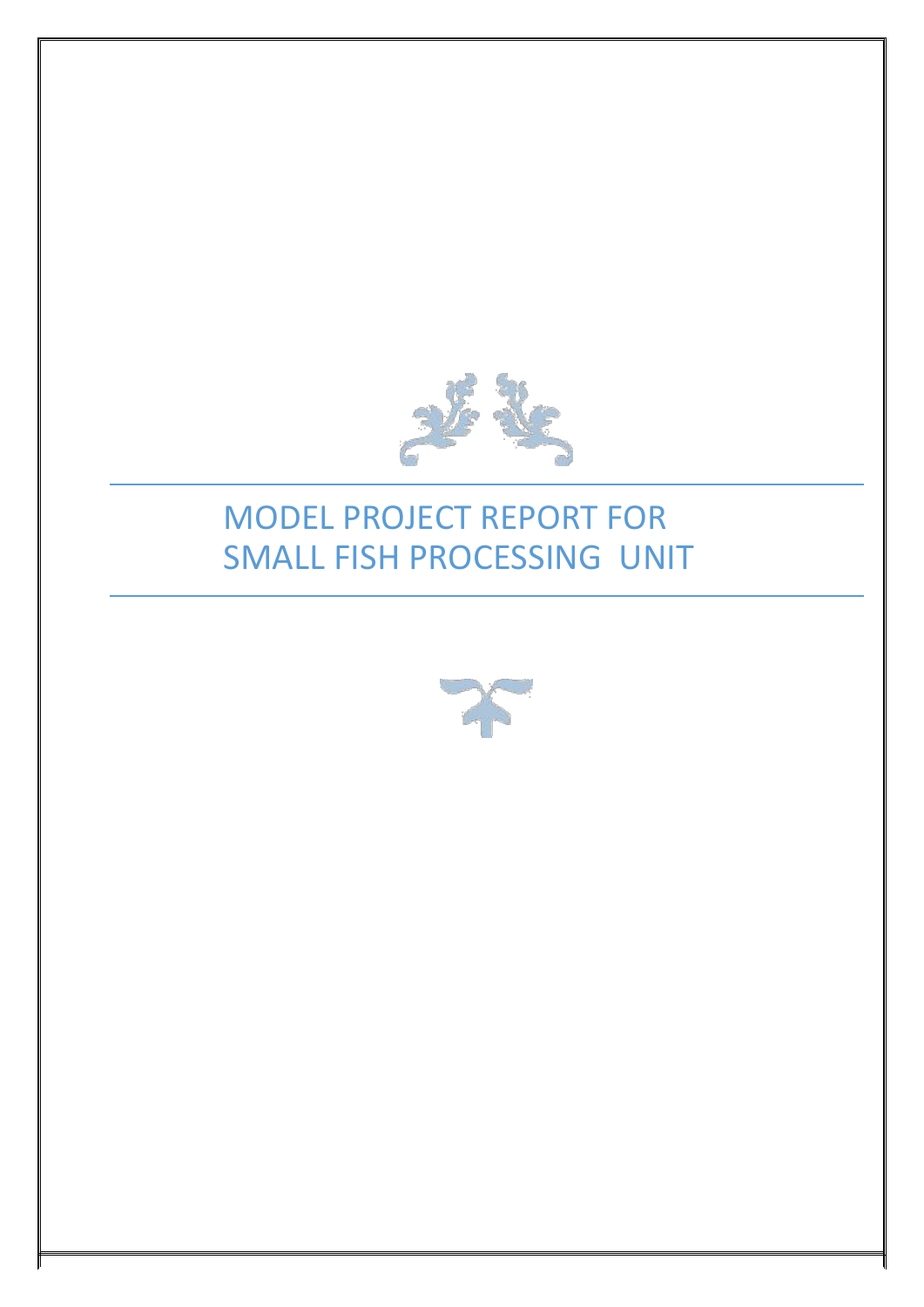# MODEL PROJECT REPORT FOR SMALL FISH PROCESSING UNIT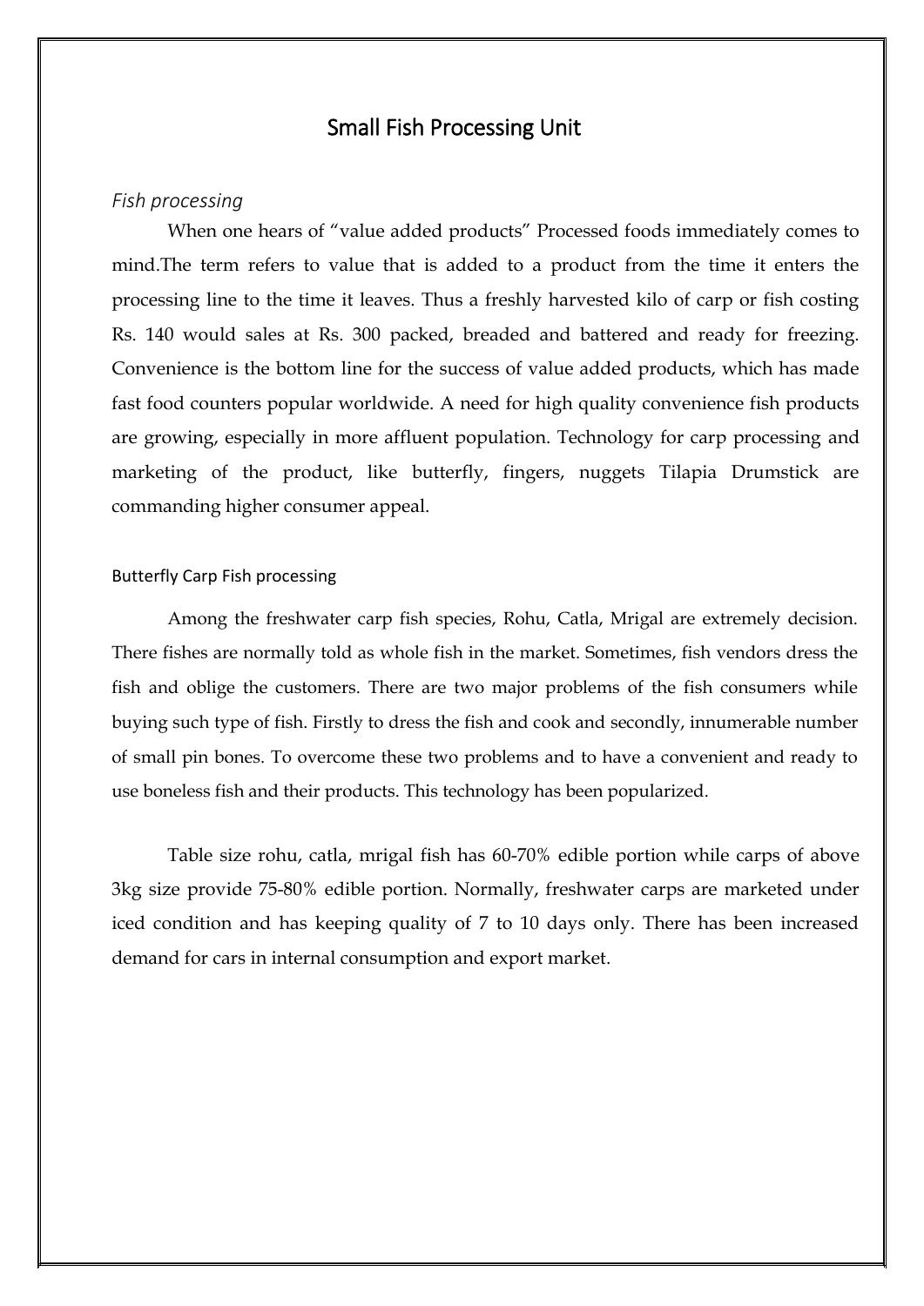# Small Fish Processing Unit

## *Fish processing*

When one hears of "value added products" Processed foods immediately comes to mind.The term refers to value that is added to a product from the time it enters the processing line to the time it leaves. Thus a freshly harvested kilo of carp or fish costing Rs. 140 would sales at Rs. 300 packed, breaded and battered and ready for freezing. Convenience is the bottom line for the success of value added products, which has made fast food counters popular worldwide. A need for high quality convenience fish products are growing, especially in more affluent population. Technology for carp processing and marketing of the product, like butterfly, fingers, nuggets Tilapia Drumstick are commanding higher consumer appeal.

### Butterfly Carp Fish processing

Among the freshwater carp fish species, Rohu, Catla, Mrigal are extremely decision. There fishes are normally told as whole fish in the market. Sometimes, fish vendors dress the fish and oblige the customers. There are two major problems of the fish consumers while buying such type of fish. Firstly to dress the fish and cook and secondly, innumerable number of small pin bones. To overcome these two problems and to have a convenient and ready to use boneless fish and their products. This technology has been popularized.

Table size rohu, catla, mrigal fish has 60-70% edible portion while carps of above 3kg size provide 75-80% edible portion. Normally, freshwater carps are marketed under iced condition and has keeping quality of 7 to 10 days only. There has been increased demand for cars in internal consumption and export market.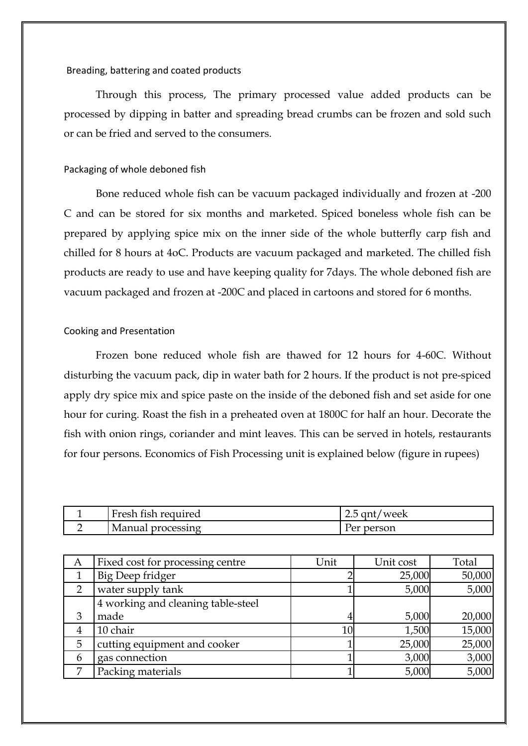### Breading, battering and coated products

Through this process, The primary processed value added products can be processed by dipping in batter and spreading bread crumbs can be frozen and sold such or can be fried and served to the consumers.

### Packaging of whole deboned fish

Bone reduced whole fish can be vacuum packaged individually and frozen at -200 C and can be stored for six months and marketed. Spiced boneless whole fish can be prepared by applying spice mix on the inner side of the whole butterfly carp fish and chilled for 8 hours at 4oC. Products are vacuum packaged and marketed. The chilled fish products are ready to use and have keeping quality for 7days. The whole deboned fish are vacuum packaged and frozen at -200C and placed in cartoons and stored for 6 months.

### Cooking and Presentation

Frozen bone reduced whole fish are thawed for 12 hours for 4-60C. Without disturbing the vacuum pack, dip in water bath for 2 hours. If the product is not pre-spiced apply dry spice mix and spice paste on the inside of the deboned fish and set aside for one hour for curing. Roast the fish in a preheated oven at 1800C for half an hour. Decorate the fish with onion rings, coriander and mint leaves. This can be served in hotels, restaurants for four persons. Economics of Fish Processing unit is explained below (figure in rupees)

| 1 | Fresh fish required | 2.5 qnt/week |
|---|---|---|
| 2 | Manual processing | Per person |

| A | Fixed cost for processing centre | Unit | Unit cost | Total |
|---|---|---|---|---|
| 1 | Big Deep fridger | 2 | 25,000 | 50,000 |
| 2 | water supply tank | 1 | 5,000 | 5,000 |
| 3 | 4 working and cleaning table-steel made | 4 | 5,000 | 20,000 |
| 4 | 10 chair | 10 | 1,500 | 15,000 |
| 5 | cutting equipment and cooker | 1 | 25,000 | 25,000 |
| 6 | gas connection | 1 | 3,000 | 3,000 |
| 7 | Packing materials | 1 | 5,000 | 5,000 |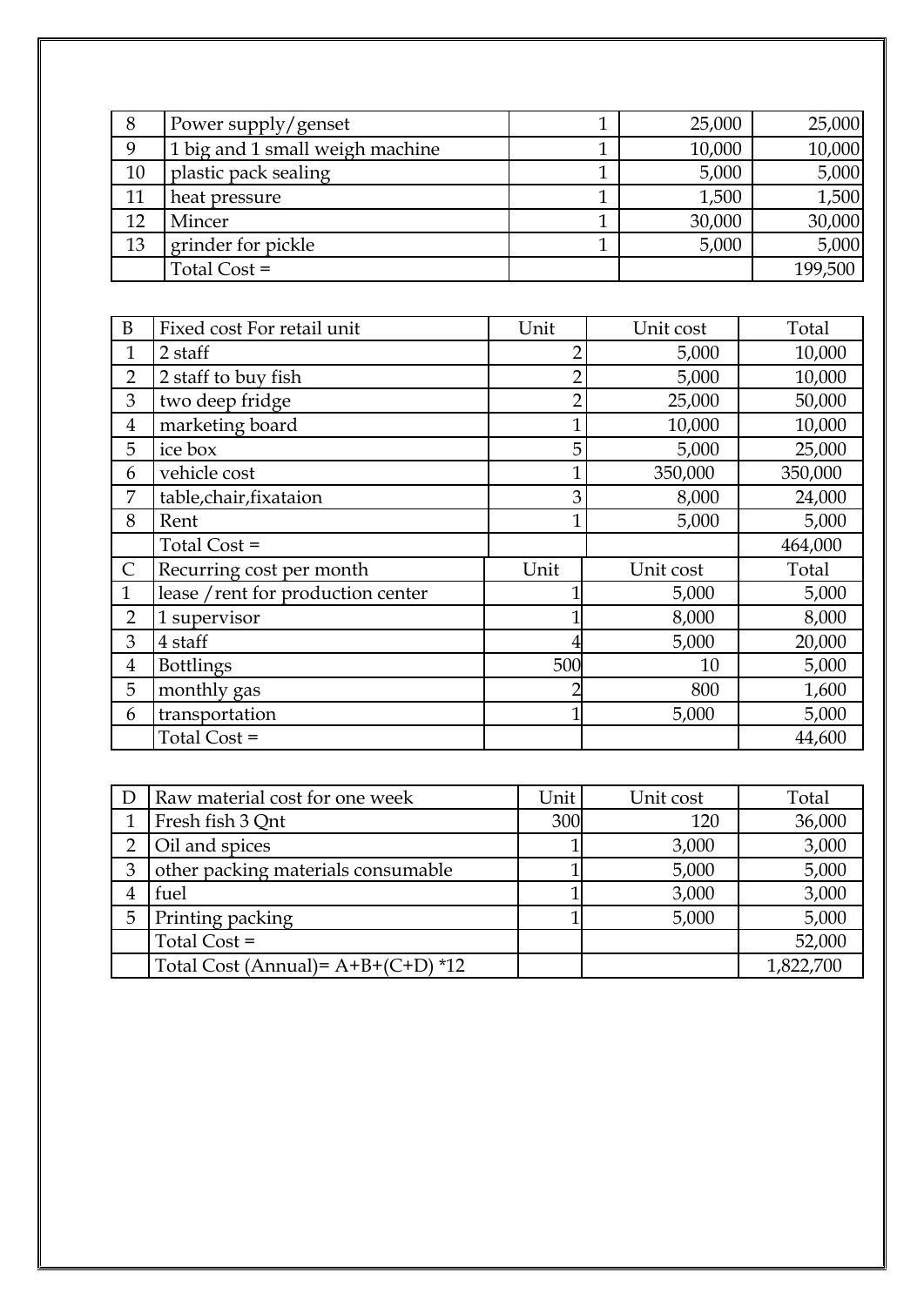| | | | | |
|---|---|---|---|---|
| 8 | Power supply/genset | 1 | 25,000 | 25,000 |
| 9 | 1 big and 1 small weigh machine | 1 | 10,000 | 10,000 |
| 10 | plastic pack sealing | 1 | 5,000 | 5,000 |
| 11 | heat pressure | 1 | 1,500 | 1,500 |
| 12 | Mincer | 1 | 30,000 | 30,000 |
| 13 | grinder for pickle | 1 | 5,000 | 5,000 |
| | Total Cost = | | | 199,500 |

| B | Fixed cost For retail unit | Unit | Unit cost | Total |
|---|---|---|---|---|
| 1 | 2 staff | 2 | 5,000 | 10,000 |
| 2 | 2 staff to buy fish | 2 | 5,000 | 10,000 |
| 3 | two deep fridge | 2 | 25,000 | 50,000 |
| 4 | marketing board | 1 | 10,000 | 10,000 |
| 5 | ice box | 5 | 5,000 | 25,000 |
| 6 | vehicle cost | 1 | 350,000 | 350,000 |
| 7 | table,chair,fixataion | 3 | 8,000 | 24,000 |
| 8 | Rent | 1 | 5,000 | 5,000 |
| | Total Cost = | | | 464,000 |
| C | Recurring cost per month | Unit | Unit cost | Total |
| 1 | lease /rent for production center | 1 | 5,000 | 5,000 |
| 2 | 1 supervisor | 1 | 8,000 | 8,000 |
| 3 | 4 staff | 4 | 5,000 | 20,000 |
| 4 | Bottlings | 500 | 10 | 5,000 |
| 5 | monthly gas | 2 | 800 | 1,600 |
| 6 | transportation | 1 | 5,000 | 5,000 |
| | Total Cost = | | | 44,600 |

| D | Raw material cost for one week | Unit | Unit cost | Total |
|---|---|---|---|---|
| 1 | Fresh fish 3 Qnt | 300 | 120 | 36,000 |
| 2 | Oil and spices | 1 | 3,000 | 3,000 |
| 3 | other packing materials consumable | 1 | 5,000 | 5,000 |
| 4 | fuel | 1 | 3,000 | 3,000 |
| 5 | Printing packing | 1 | 5,000 | 5,000 |
| | Total Cost = | | | 52,000 |
| | Total Cost (Annual)= A+B+(C+D) *12 | | | 1,822,700 |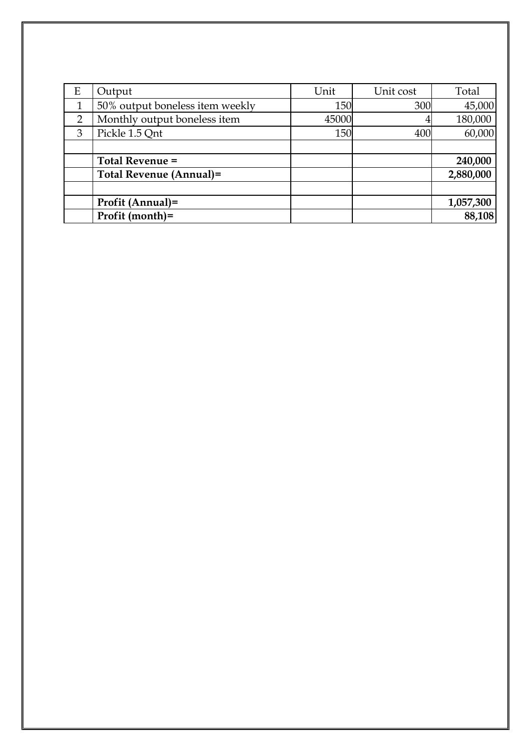| E | Output | Unit | Unit cost | Total |
|---|---|---|---|---|
| 1 | 50% output boneless item weekly | 150 | 300 | 45,000 |
| 2 | Monthly output boneless item | 45000 | 4 | 180,000 |
| 3 | Pickle 1.5 Qnt | 150 | 400 | 60,000 |
| | | | | |
| | **Total Revenue =** | | | **240,000** |
| | **Total Revenue (Annual)=** | | | **2,880,000** |
| | | | | |
| | **Profit (Annual)=** | | | **1,057,300** |
| | **Profit (month)=** | | | **88,108** |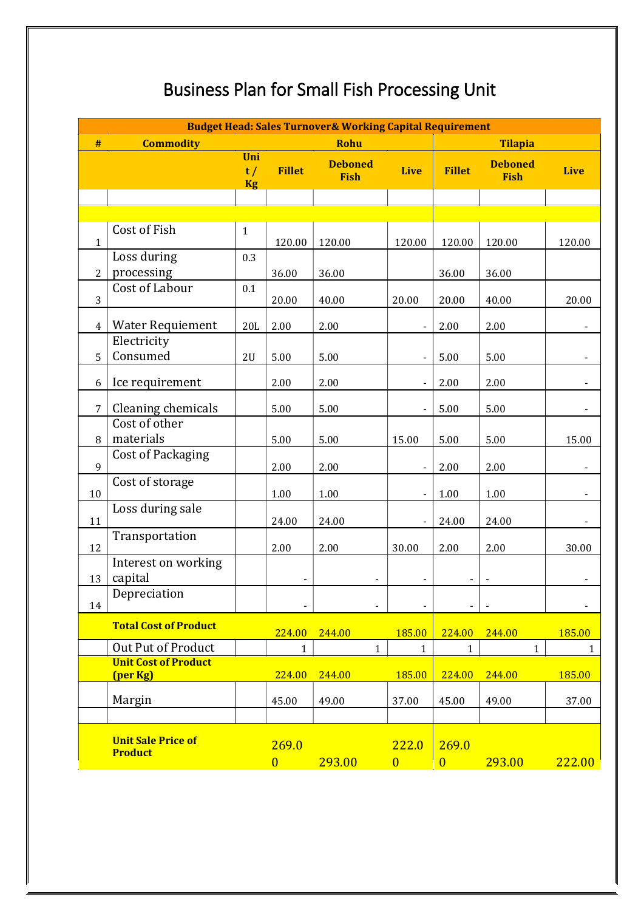# Business Plan for Small Fish Processing Unit

| Budget Head: Sales Turnover& Working Capital Requirement | | | | | | | | |
|---|---|---|---|---|---|---|---|---|
| # | Commodity | | Rohu | | | Tilapia | | |
| | | Unit / Kg | Fillet | Deboned Fish | Live | Fillet | Deboned Fish | Live |
| | | | | | | | | |
| | | | | | | | | |
| 1 | Cost of Fish | 1 | 120.00 | 120.00 | 120.00 | 120.00 | 120.00 | 120.00 |
| 2 | Loss during processing | 0.3 | 36.00 | 36.00 | | 36.00 | 36.00 | |
| 3 | Cost of Labour | 0.1 | 20.00 | 40.00 | 20.00 | 20.00 | 40.00 | 20.00 |
| 4 | Water Requiement | 20L | 2.00 | 2.00 | - | 2.00 | 2.00 | - |
| 5 | Electricity Consumed | 2U | 5.00 | 5.00 | - | 5.00 | 5.00 | - |
| 6 | Ice requirement | | 2.00 | 2.00 | - | 2.00 | 2.00 | - |
| 7 | Cleaning chemicals | | 5.00 | 5.00 | - | 5.00 | 5.00 | - |
| 8 | Cost of other materials | | 5.00 | 5.00 | 15.00 | 5.00 | 5.00 | 15.00 |
| 9 | Cost of Packaging | | 2.00 | 2.00 | - | 2.00 | 2.00 | - |
| 10 | Cost of storage | | 1.00 | 1.00 | - | 1.00 | 1.00 | - |
| 11 | Loss during sale | | 24.00 | 24.00 | - | 24.00 | 24.00 | - |
| 12 | Transportation | | 2.00 | 2.00 | 30.00 | 2.00 | 2.00 | 30.00 |
| 13 | Interest on working capital | | - | - | - | - | - | - |
| 14 | Depreciation | | - | - | - | - | - | - |
| | **Total Cost of Product** | | 224.00 | 244.00 | 185.00 | 224.00 | 244.00 | 185.00 |
| | Out Put of Product | | 1 | 1 | 1 | 1 | 1 | 1 |
| | **Unit Cost of Product (per Kg)** | | 224.00 | 244.00 | 185.00 | 224.00 | 244.00 | 185.00 |
| | Margin | | 45.00 | 49.00 | 37.00 | 45.00 | 49.00 | 37.00 |
| | | | | | | | | |
| | **Unit Sale Price of Product** | | 269.00 | 293.00 | 222.00 | 269.00 | 293.00 | 222.00 |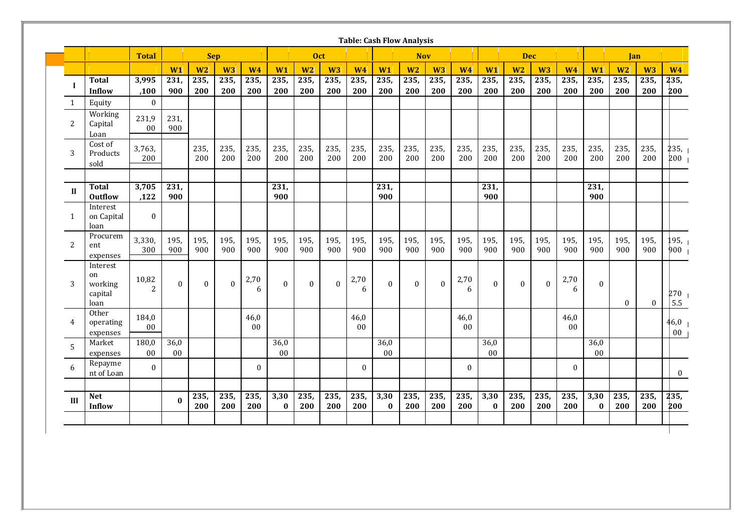**Table: Cash Flow Analysis**

| | | Total | Sep | | | | Oct | | | | Nov | | | | Dec | | | | Jan | | | |
|---|---|---|---|---|---|---|---|---|---|---|---|---|---|---|---|---|---|---|---|---|---|---|
| | | | W1 | W2 | W3 | W4 | W1 | W2 | W3 | W4 | W1 | W2 | W3 | W4 | W1 | W2 | W3 | W4 | W1 | W2 | W3 | W4 |
| **I** | **Total Inflow** | **3,995,100** | **231,900** | **235,200** | **235,200** | **235,200** | **235,200** | **235,200** | **235,200** | **235,200** | **235,200** | **235,200** | **235,200** | **235,200** | **235,200** | **235,200** | **235,200** | **235,200** | **235,200** | **235,200** | **235,200** | **235,200** |
| 1 | Equity | 0 | | | | | | | | | | | | | | | | | | | | |
| 2 | Working Capital Loan | 231,900 | 231,900 | | | | | | | | | | | | | | | | | | | |
| 3 | Cost of Products sold | 3,763,200 | | 235,200 | 235,200 | 235,200 | 235,200 | 235,200 | 235,200 | 235,200 | 235,200 | 235,200 | 235,200 | 235,200 | 235,200 | 235,200 | 235,200 | 235,200 | 235,200 | 235,200 | 235,200 | 235,200 |
| | | | | | | | | | | | | | | | | | | | | | | |
| **II** | **Total Outflow** | **3,705,122** | **231,900** | | | | **231,900** | | | | **231,900** | | | | **231,900** | | | | **231,900** | | | |
| 1 | Interest on Capital loan | 0 | | | | | | | | | | | | | | | | | | | | |
| 2 | Procurement expenses | 3,330,300 | 195,900 | 195,900 | 195,900 | 195,900 | 195,900 | 195,900 | 195,900 | 195,900 | 195,900 | 195,900 | 195,900 | 195,900 | 195,900 | 195,900 | 195,900 | 195,900 | 195,900 | 195,900 | 195,900 | 195,900 |
| 3 | Interest on working capital loan | 10,822 | 0 | 0 | 0 | 2,706 | 0 | 0 | 0 | 2,706 | 0 | 0 | 0 | 2,706 | 0 | 0 | 0 | 2,706 | 0 | 0 | 0 | 2705.5 |
| 4 | Other operating expenses | 184,000 | | | | 46,000 | | | | 46,000 | | | | 46,000 | | | | 46,000 | | | | 46,000 |
| 5 | Market expenses | 180,000 | 36,000 | | | | 36,000 | | | | 36,000 | | | | 36,000 | | | | 36,000 | | | |
| 6 | Repayment of Loan | 0 | | | | 0 | | | | 0 | | | | 0 | | | | 0 | | | | 0 |
| | | | | | | | | | | | | | | | | | | | | | | |
| **III** | **Net Inflow** | | **0** | **235,200** | **235,200** | **235,200** | **3,300** | **235,200** | **235,200** | **235,200** | **3,300** | **235,200** | **235,200** | **235,200** | **3,300** | **235,200** | **235,200** | **235,200** | **3,300** | **235,200** | **235,200** | **235,200** |